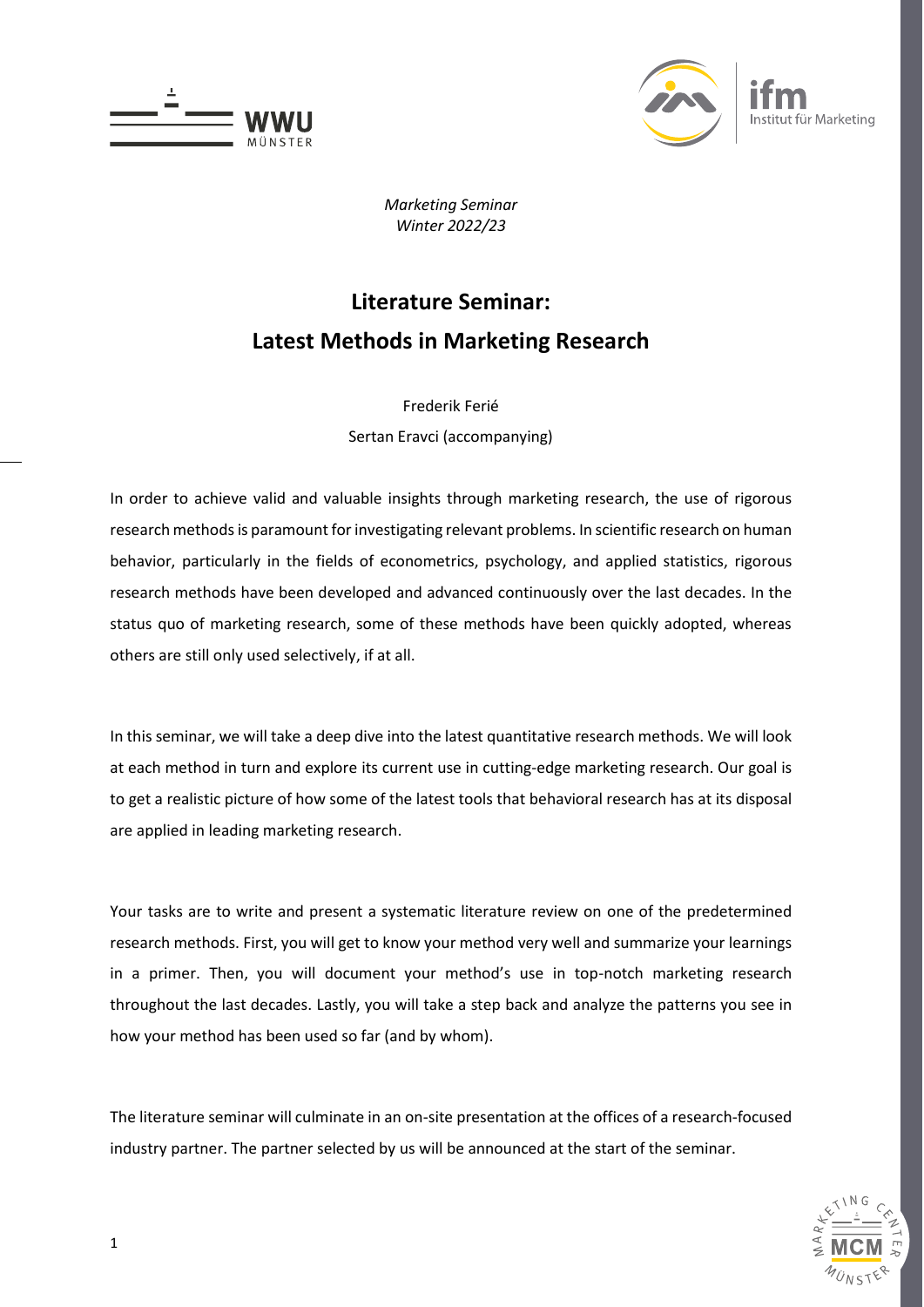*Marketing Seminar*
*Winter 2022/23*

# Literature Seminar: Latest Methods in Marketing Research

Frederik Ferié

Sertan Eravci (accompanying)

In order to achieve valid and valuable insights through marketing research, the use of rigorous research methods is paramount for investigating relevant problems. In scientific research on human behavior, particularly in the fields of econometrics, psychology, and applied statistics, rigorous research methods have been developed and advanced continuously over the last decades. In the status quo of marketing research, some of these methods have been quickly adopted, whereas others are still only used selectively, if at all.

In this seminar, we will take a deep dive into the latest quantitative research methods. We will look at each method in turn and explore its current use in cutting-edge marketing research. Our goal is to get a realistic picture of how some of the latest tools that behavioral research has at its disposal are applied in leading marketing research.

Your tasks are to write and present a systematic literature review on one of the predetermined research methods. First, you will get to know your method very well and summarize your learnings in a primer. Then, you will document your method's use in top-notch marketing research throughout the last decades. Lastly, you will take a step back and analyze the patterns you see in how your method has been used so far (and by whom).

The literature seminar will culminate in an on-site presentation at the offices of a research-focused industry partner. The partner selected by us will be announced at the start of the seminar.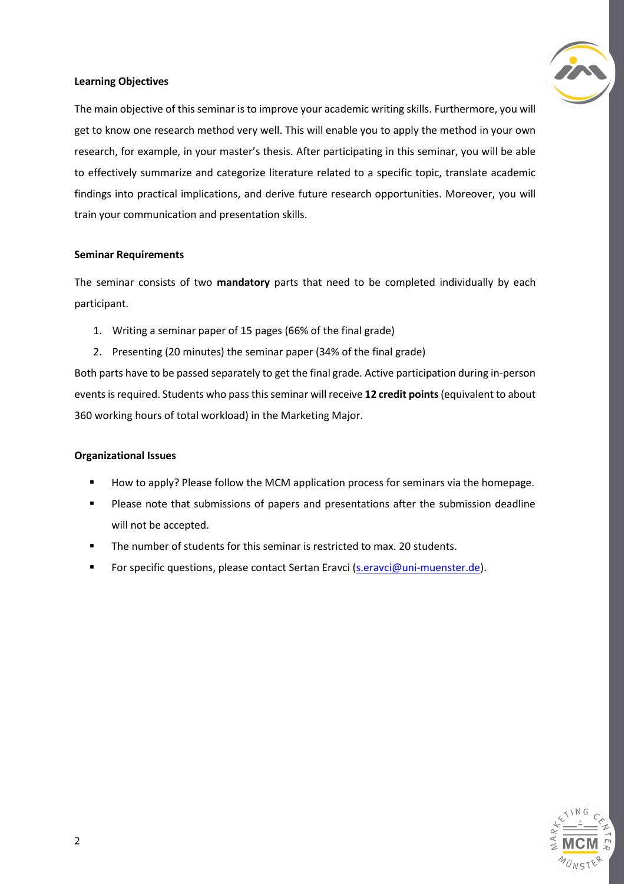**Learning Objectives**

The main objective of this seminar is to improve your academic writing skills. Furthermore, you will get to know one research method very well. This will enable you to apply the method in your own research, for example, in your master's thesis. After participating in this seminar, you will be able to effectively summarize and categorize literature related to a specific topic, translate academic findings into practical implications, and derive future research opportunities. Moreover, you will train your communication and presentation skills.

**Seminar Requirements**

The seminar consists of two **mandatory** parts that need to be completed individually by each participant.

1. Writing a seminar paper of 15 pages (66% of the final grade)
2. Presenting (20 minutes) the seminar paper (34% of the final grade)

Both parts have to be passed separately to get the final grade. Active participation during in-person events is required. Students who pass this seminar will receive **12 credit points** (equivalent to about 360 working hours of total workload) in the Marketing Major.

**Organizational Issues**

- How to apply? Please follow the MCM application process for seminars via the homepage.
- Please note that submissions of papers and presentations after the submission deadline will not be accepted.
- The number of students for this seminar is restricted to max. 20 students.
- For specific questions, please contact Sertan Eravci (s.eravci@uni-muenster.de).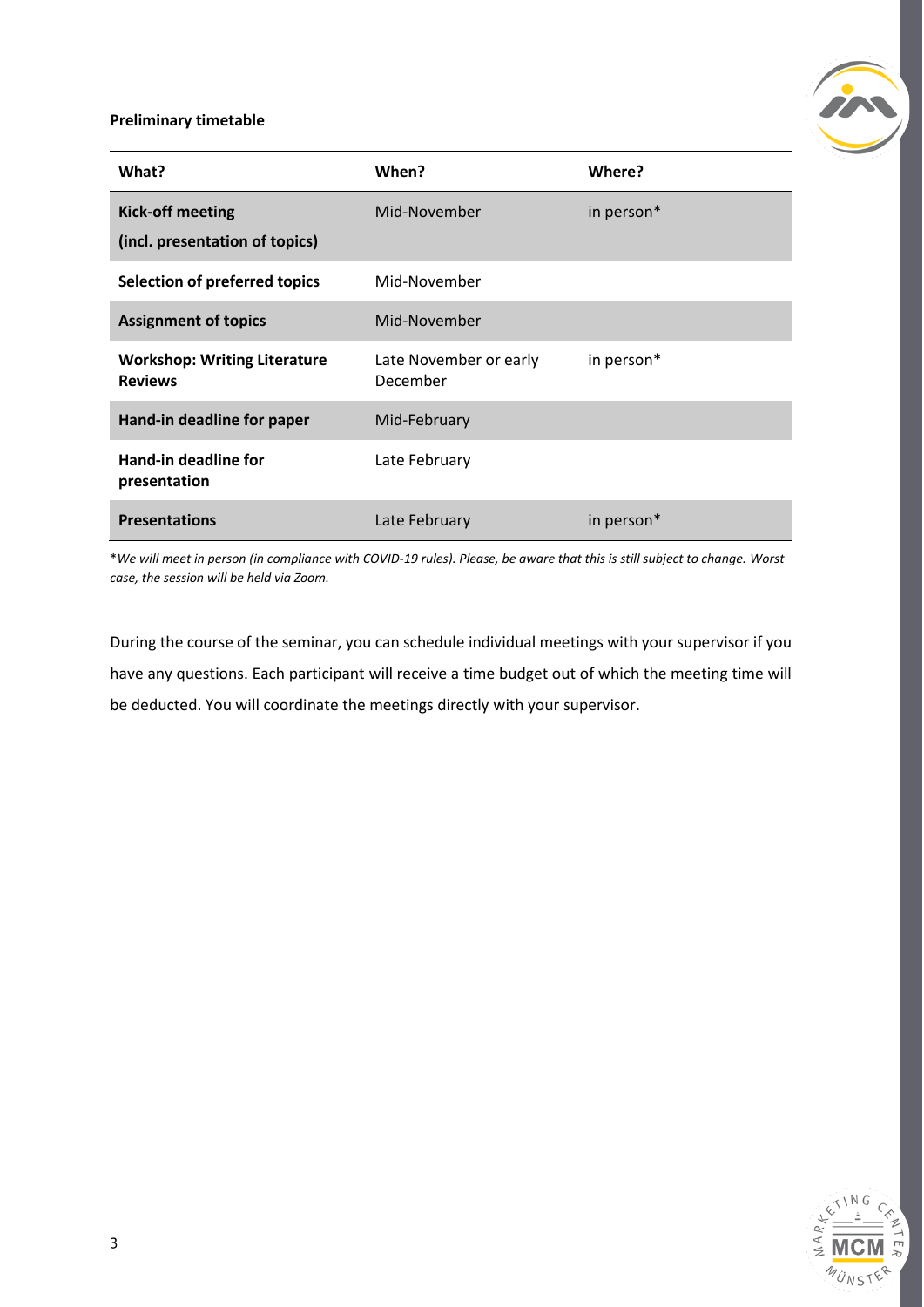**Preliminary timetable**

| What? | When? | Where? |
| --- | --- | --- |
| **Kick-off meeting (incl. presentation of topics)** | Mid-November | in person* |
| **Selection of preferred topics** | Mid-November | |
| **Assignment of topics** | Mid-November | |
| **Workshop: Writing Literature Reviews** | Late November or early December | in person* |
| **Hand-in deadline for paper** | Mid-February | |
| **Hand-in deadline for presentation** | Late February | |
| **Presentations** | Late February | in person* |

**We will meet in person (in compliance with COVID-19 rules). Please, be aware that this is still subject to change. Worst case, the session will be held via Zoom.*

During the course of the seminar, you can schedule individual meetings with your supervisor if you have any questions. Each participant will receive a time budget out of which the meeting time will be deducted. You will coordinate the meetings directly with your supervisor.